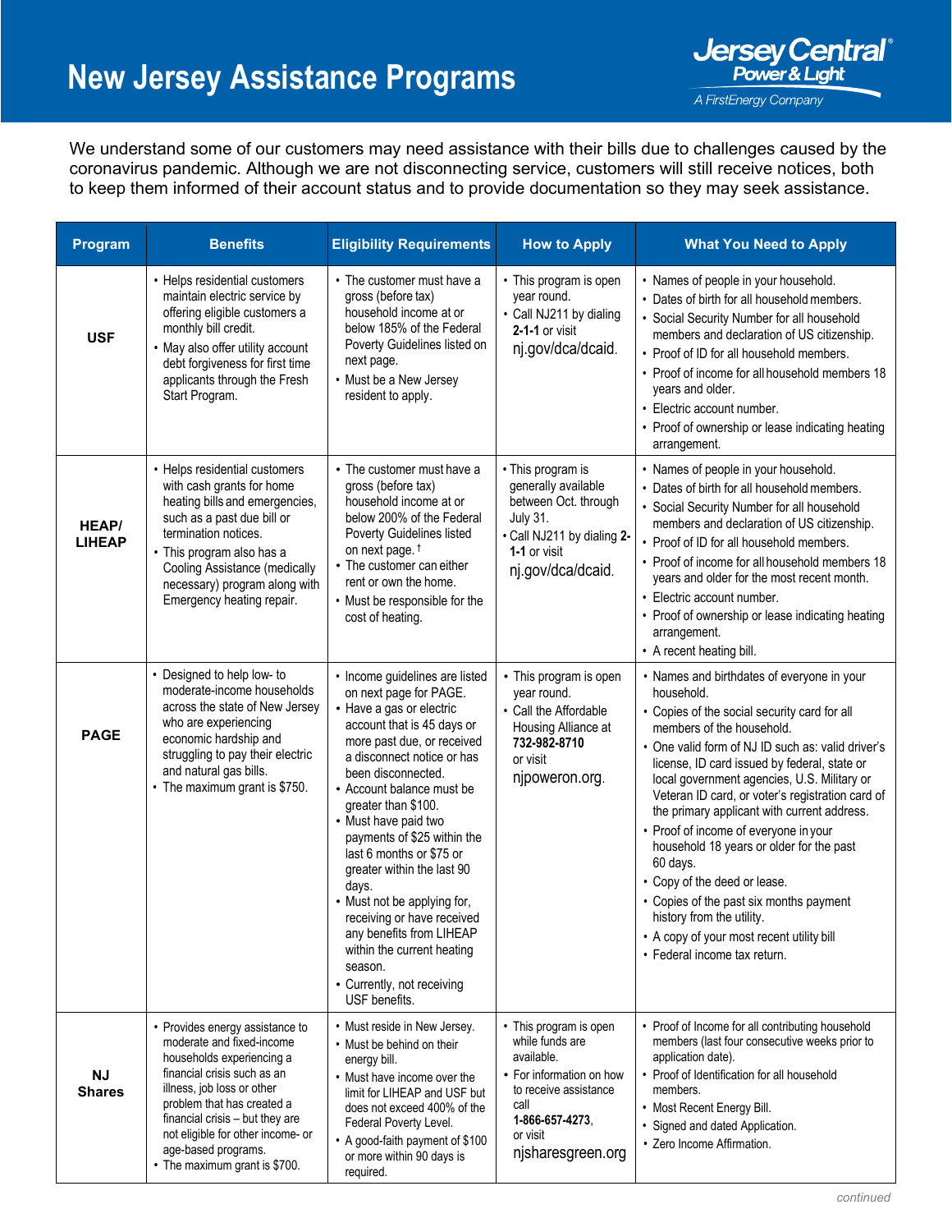# New Jersey Assistance Programs

Jersey Central Power & Light
*A FirstEnergy Company*

We understand some of our customers may need assistance with their bills due to challenges caused by the coronavirus pandemic. Although we are not disconnecting service, customers will still receive notices, both to keep them informed of their account status and to provide documentation so they may seek assistance.

| Program | Benefits | Eligibility Requirements | How to Apply | What You Need to Apply |
|---|---|---|---|---|
| **USF** | • Helps residential customers maintain electric service by offering eligible customers a monthly bill credit.<br>• May also offer utility account debt forgiveness for first time applicants through the Fresh Start Program. | • The customer must have a gross (before tax) household income at or below 185% of the Federal Poverty Guidelines listed on next page.<br>• Must be a New Jersey resident to apply. | • This program is open year round.<br>• Call NJ211 by dialing **2-1-1** or visit nj.gov/dca/dcaid. | • Names of people in your household.<br>• Dates of birth for all household members.<br>• Social Security Number for all household members and declaration of US citizenship.<br>• Proof of ID for all household members.<br>• Proof of income for all household members 18 years and older.<br>• Electric account number.<br>• Proof of ownership or lease indicating heating arrangement. |
| **HEAP/ LIHEAP** | • Helps residential customers with cash grants for home heating bills and emergencies, such as a past due bill or termination notices.<br>• This program also has a Cooling Assistance (medically necessary) program along with Emergency heating repair. | • The customer must have a gross (before tax) household income at or below 200% of the Federal Poverty Guidelines listed on next page. †<br>• The customer can either rent or own the home.<br>• Must be responsible for the cost of heating. | • This program is generally available between Oct. through July 31.<br>• Call NJ211 by dialing **2-1-1** or visit nj.gov/dca/dcaid. | • Names of people in your household.<br>• Dates of birth for all household members.<br>• Social Security Number for all household members and declaration of US citizenship.<br>• Proof of ID for all household members.<br>• Proof of income for all household members 18 years and older for the most recent month.<br>• Electric account number.<br>• Proof of ownership or lease indicating heating arrangement.<br>• A recent heating bill. |
| **PAGE** | • Designed to help low- to moderate-income households across the state of New Jersey who are experiencing economic hardship and struggling to pay their electric and natural gas bills.<br>• The maximum grant is $750. | • Income guidelines are listed on next page for PAGE.<br>• Have a gas or electric account that is 45 days or more past due, or received a disconnect notice or has been disconnected.<br>• Account balance must be greater than $100.<br>• Must have paid two payments of $25 within the last 6 months or $75 or greater within the last 90 days.<br>• Must not be applying for, receiving or have received any benefits from LIHEAP within the current heating season.<br>• Currently, not receiving USF benefits. | • This program is open year round.<br>• Call the Affordable Housing Alliance at **732-982-8710** or visit njpoweron.org. | • Names and birthdates of everyone in your household.<br>• Copies of the social security card for all members of the household.<br>• One valid form of NJ ID such as: valid driver's license, ID card issued by federal, state or local government agencies, U.S. Military or Veteran ID card, or voter's registration card of the primary applicant with current address.<br>• Proof of income of everyone in your household 18 years or older for the past 60 days.<br>• Copy of the deed or lease.<br>• Copies of the past six months payment history from the utility.<br>• A copy of your most recent utility bill<br>• Federal income tax return. |
| **NJ Shares** | • Provides energy assistance to moderate and fixed-income households experiencing a financial crisis such as an illness, job loss or other problem that has created a financial crisis – but they are not eligible for other income- or age-based programs.<br>• The maximum grant is $700. | • Must reside in New Jersey.<br>• Must be behind on their energy bill.<br>• Must have income over the limit for LIHEAP and USF but does not exceed 400% of the Federal Poverty Level.<br>• A good-faith payment of $100 or more within 90 days is required. | • This program is open while funds are available.<br>• For information on how to receive assistance call **1-866-657-4273**, or visit njsharesgreen.org | • Proof of Income for all contributing household members (last four consecutive weeks prior to application date).<br>• Proof of Identification for all household members.<br>• Most Recent Energy Bill.<br>• Signed and dated Application.<br>• Zero Income Affirmation. |

*continued*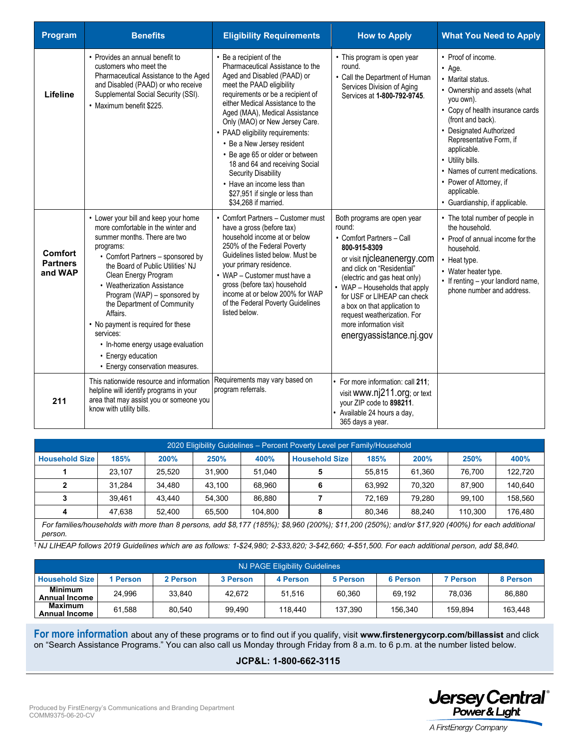| Program | Benefits | Eligibility Requirements | How to Apply | What You Need to Apply |
|---|---|---|---|---|
| **Lifeline** | • Provides an annual benefit to customers who meet the Pharmaceutical Assistance to the Aged and Disabled (PAAD) or who receive Supplemental Social Security (SSI).<br>• Maximum benefit $225. | • Be a recipient of the Pharmaceutical Assistance to the Aged and Disabled (PAAD) or meet the PAAD eligibility requirements or be a recipient of either Medical Assistance to the Aged (MAA), Medical Assistance Only (MAO) or New Jersey Care.<br>• PAAD eligibility requirements:<br>  • Be a New Jersey resident<br>  • Be age 65 or older or between 18 and 64 and receiving Social Security Disability<br>  • Have an income less than $27,951 if single or less than $34,268 if married. | • This program is open year round.<br>• Call the Department of Human Services Division of Aging Services at **1-800-792-9745**. | • Proof of income.<br>• Age.<br>• Marital status.<br>• Ownership and assets (what you own).<br>• Copy of health insurance cards (front and back).<br>• Designated Authorized Representative Form, if applicable.<br>• Utility bills.<br>• Names of current medications.<br>• Power of Attorney, if applicable.<br>• Guardianship, if applicable. |
| **Comfort Partners and WAP** | • Lower your bill and keep your home more comfortable in the winter and summer months. There are two programs:<br>  • Comfort Partners – sponsored by the Board of Public Utilities' NJ Clean Energy Program<br>  • Weatherization Assistance Program (WAP) – sponsored by the Department of Community Affairs.<br>• No payment is required for these services:<br>  • In-home energy usage evaluation<br>  • Energy education<br>  • Energy conservation measures. | • Comfort Partners – Customer must have a gross (before tax) household income at or below 250% of the Federal Poverty Guidelines listed below. Must be your primary residence.<br>• WAP – Customer must have a gross (before tax) household income at or below 200% for WAP of the Federal Poverty Guidelines listed below. | Both programs are open year round:<br>• Comfort Partners – Call **800-915-8309** or visit njcleanenergy.com and click on "Residential" (electric and gas heat only)<br>• WAP – Households that apply for USF or LIHEAP can check a box on that application to request weatherization. For more information visit energyassistance.nj.gov | • The total number of people in the household.<br>• Proof of annual income for the household.<br>• Heat type.<br>• Water heater type.<br>• If renting – your landlord name, phone number and address. |
| **211** | This nationwide resource and information helpline will identify programs in your area that may assist you or someone you know with utility bills. | Requirements may vary based on program referrals. | • For more information: call **211**; visit www.nj211.org; or text your ZIP code to **898211**.<br>• Available 24 hours a day, 365 days a year. | |

| 2020 Eligibility Guidelines – Percent Poverty Level per Family/Household | | | | | | | | | |
|---|---|---|---|---|---|---|---|---|---|
| **Household Size** | **185%** | **200%** | **250%** | **400%** | **Household Size** | **185%** | **200%** | **250%** | **400%** |
| **1** | 23,107 | 25,520 | 31,900 | 51,040 | **5** | 55,815 | 61,360 | 76,700 | 122,720 |
| **2** | 31,284 | 34,480 | 43,100 | 68,960 | **6** | 63,992 | 70,320 | 87,900 | 140,640 |
| **3** | 39,461 | 43,440 | 54,300 | 86,880 | **7** | 72,169 | 79,280 | 99,100 | 158,560 |
| **4** | 47,638 | 52,400 | 65,500 | 104,800 | **8** | 80,346 | 88,240 | 110,300 | 176,480 |

*For families/households with more than 8 persons, add $8,177 (185%); $8,960 (200%); $11,200 (250%); and/or $17,920 (400%) for each additional person.*

† *NJ LIHEAP follows 2019 Guidelines which are as follows: 1-$24,980; 2-$33,820; 3-$42,660; 4-$51,500. For each additional person, add $8,840.*

| NJ PAGE Eligibility Guidelines | | | | | | | | |
|---|---|---|---|---|---|---|---|---|
| **Household Size** | **1 Person** | **2 Person** | **3 Person** | **4 Person** | **5 Person** | **6 Person** | **7 Person** | **8 Person** |
| **Minimum Annual Income** | 24,996 | 33,840 | 42,672 | 51,516 | 60,360 | 69,192 | 78,036 | 86,880 |
| **Maximum Annual Income** | 61,588 | 80,540 | 99,490 | 118,440 | 137,390 | 156,340 | 159,894 | 163,448 |

**For more information** about any of these programs or to find out if you qualify, visit **www.firstenergycorp.com/billassist** and click on "Search Assistance Programs." You can also call us Monday through Friday from 8 a.m. to 6 p.m. at the number listed below.

**JCP&L: 1-800-662-3115**

Produced by FirstEnergy's Communications and Branding Department
COMM9375-06-20-CV

Jersey Central Power & Light
A FirstEnergy Company